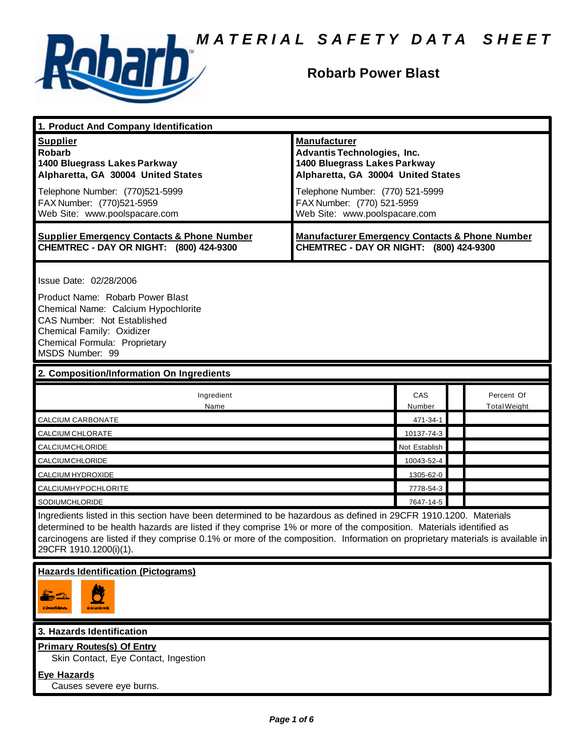# MATERIAL SAFETY DATA SHEET

## Robarb Power Blast

### 1. Product And Company Identification

**Supplier**
**Robarb**
**1400 Bluegrass Lakes Parkway**
**Alpharetta, GA 30004 United States**

Telephone Number: (770)521-5999
FAX Number: (770)521-5959
Web Site: www.poolspacare.com

**Manufacturer**
**Advantis Technologies, Inc.**
**1400 Bluegrass Lakes Parkway**
**Alpharetta, GA 30004 United States**

Telephone Number: (770) 521-5999
FAX Number: (770) 521-5959
Web Site: www.poolspacare.com

**Supplier Emergency Contacts & Phone Number**
**CHEMTREC - DAY OR NIGHT: (800) 424-9300**

**Manufacturer Emergency Contacts & Phone Number**
**CHEMTREC - DAY OR NIGHT: (800) 424-9300**

Issue Date: 02/28/2006

Product Name: Robarb Power Blast
Chemical Name: Calcium Hypochlorite
CAS Number: Not Established
Chemical Family: Oxidizer
Chemical Formula: Proprietary
MSDS Number: 99

### 2. Composition/Information On Ingredients

| Ingredient Name | CAS Number | | Percent Of Total Weight |
|---|---|---|---|
| CALCIUM CARBONATE | 471-34-1 | | |
| CALCIUM CHLORATE | 10137-74-3 | | |
| CALCIUMCHLORIDE | Not Establish | | |
| CALCIUMCHLORIDE | 10043-52-4 | | |
| CALCIUM HYDROXIDE | 1305-62-0 | | |
| CALCIUMHYPOCHLORITE | 7778-54-3 | | |
| SODIUMCHLORIDE | 7647-14-5 | | |

Ingredients listed in this section have been determined to be hazardous as defined in 29CFR 1910.1200. Materials determined to be health hazards are listed if they comprise 1% or more of the composition. Materials identified as carcinogens are listed if they comprise 0.1% or more of the composition. Information on proprietary materials is available in 29CFR 1910.1200(i)(1).

**Hazards Identification (Pictograms)**

### 3. Hazards Identification

**Primary Routes(s) Of Entry**

Skin Contact, Eye Contact, Ingestion

**Eye Hazards**

Causes severe eye burns.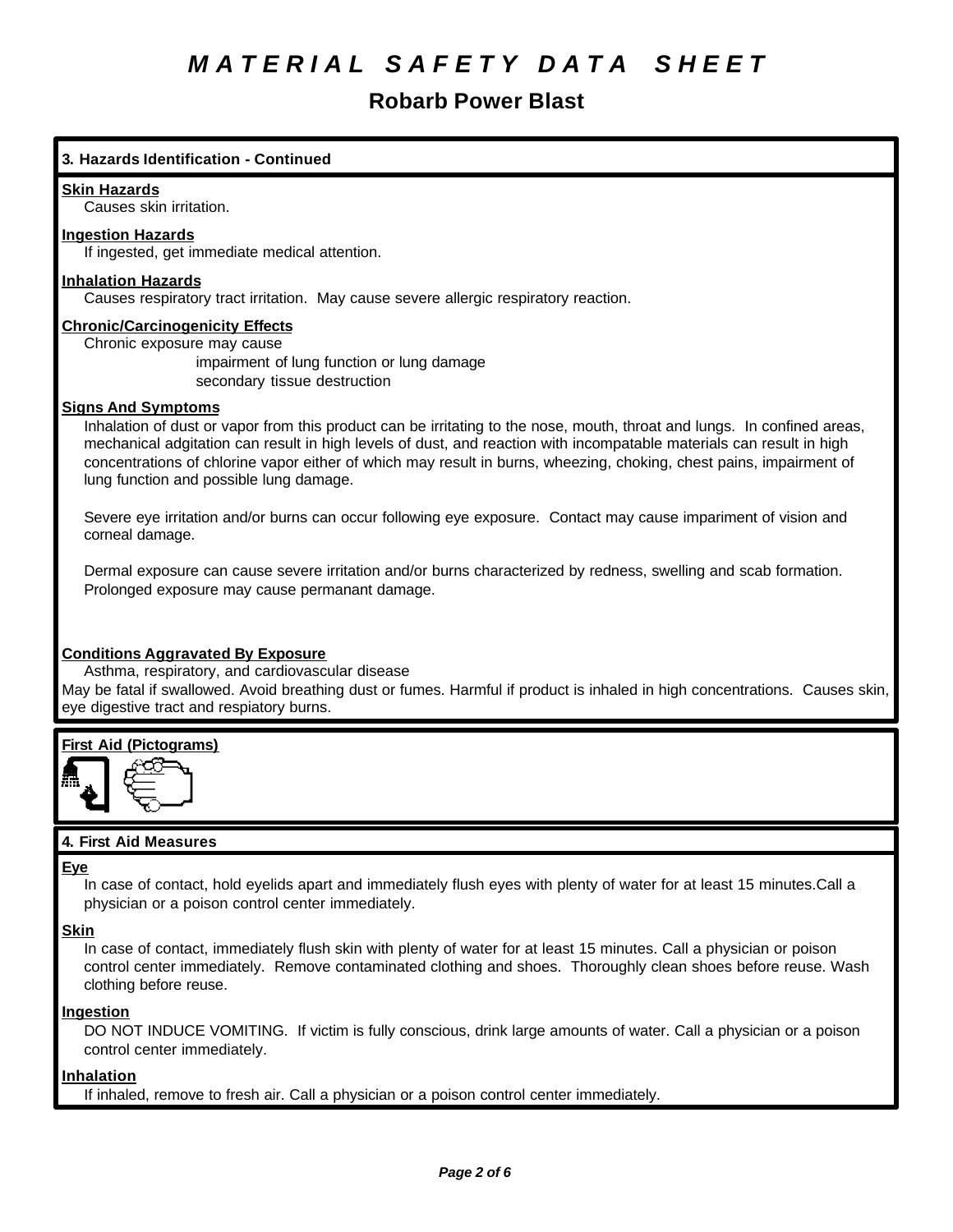# MATERIAL SAFETY DATA SHEET

## Robarb Power Blast

### 3. Hazards Identification - Continued

**Skin Hazards**

Causes skin irritation.

**Ingestion Hazards**

If ingested, get immediate medical attention.

**Inhalation Hazards**

Causes respiratory tract irritation. May cause severe allergic respiratory reaction.

**Chronic/Carcinogenicity Effects**

Chronic exposure may cause
- impairment of lung function or lung damage
- secondary tissue destruction

**Signs And Symptoms**

Inhalation of dust or vapor from this product can be irritating to the nose, mouth, throat and lungs. In confined areas, mechanical adgitation can result in high levels of dust, and reaction with incompatable materials can result in high concentrations of chlorine vapor either of which may result in burns, wheezing, choking, chest pains, impairment of lung function and possible lung damage.

Severe eye irritation and/or burns can occur following eye exposure. Contact may cause impariment of vision and corneal damage.

Dermal exposure can cause severe irritation and/or burns characterized by redness, swelling and scab formation. Prolonged exposure may cause permanant damage.

**Conditions Aggravated By Exposure**

Asthma, respiratory, and cardiovascular disease

May be fatal if swallowed. Avoid breathing dust or fumes. Harmful if product is inhaled in high concentrations. Causes skin, eye digestive tract and respiratory burns.

**First Aid (Pictograms)**

### 4. First Aid Measures

**Eye**

In case of contact, hold eyelids apart and immediately flush eyes with plenty of water for at least 15 minutes.Call a physician or a poison control center immediately.

**Skin**

In case of contact, immediately flush skin with plenty of water for at least 15 minutes. Call a physician or poison control center immediately. Remove contaminated clothing and shoes. Thoroughly clean shoes before reuse. Wash clothing before reuse.

**Ingestion**

DO NOT INDUCE VOMITING. If victim is fully conscious, drink large amounts of water. Call a physician or a poison control center immediately.

**Inhalation**

If inhaled, remove to fresh air. Call a physician or a poison control center immediately.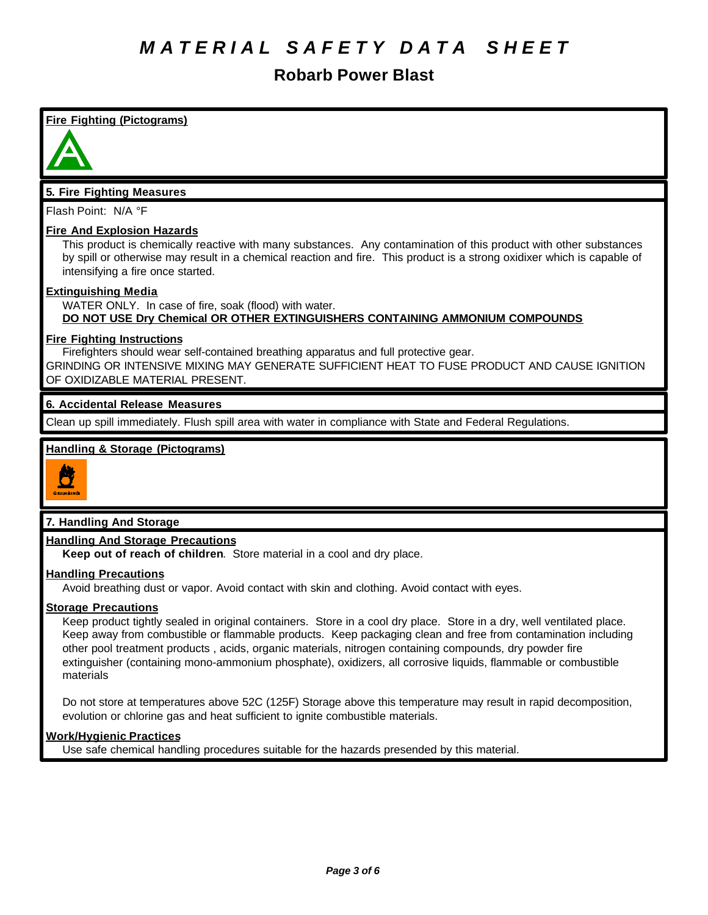# MATERIAL SAFETY DATA SHEET

## Robarb Power Blast

**Fire Fighting (Pictograms)**

### 5. Fire Fighting Measures

Flash Point: N/A °F

**Fire And Explosion Hazards**

This product is chemically reactive with many substances. Any contamination of this product with other substances by spill or otherwise may result in a chemical reaction and fire. This product is a strong oxidixer which is capable of intensifying a fire once started.

**Extinguishing Media**

WATER ONLY. In case of fire, soak (flood) with water.
**DO NOT USE Dry Chemical OR OTHER EXTINGUISHERS CONTAINING AMMONIUM COMPOUNDS**

**Fire Fighting Instructions**

Firefighters should wear self-contained breathing apparatus and full protective gear.
GRINDING OR INTENSIVE MIXING MAY GENERATE SUFFICIENT HEAT TO FUSE PRODUCT AND CAUSE IGNITION OF OXIDIZABLE MATERIAL PRESENT.

### 6. Accidental Release Measures

Clean up spill immediately. Flush spill area with water in compliance with State and Federal Regulations.

**Handling & Storage (Pictograms)**

### 7. Handling And Storage

**Handling And Storage Precautions**

**Keep out of reach of children**. Store material in a cool and dry place.

**Handling Precautions**

Avoid breathing dust or vapor. Avoid contact with skin and clothing. Avoid contact with eyes.

**Storage Precautions**

Keep product tightly sealed in original containers. Store in a cool dry place. Store in a dry, well ventilated place. Keep away from combustible or flammable products. Keep packaging clean and free from contamination including other pool treatment products , acids, organic materials, nitrogen containing compounds, dry powder fire extinguisher (containing mono-ammonium phosphate), oxidizers, all corrosive liquids, flammable or combustible materials

Do not store at temperatures above 52C (125F) Storage above this temperature may result in rapid decomposition, evolution or chlorine gas and heat sufficient to ignite combustible materials.

**Work/Hygienic Practices**

Use safe chemical handling procedures suitable for the hazards presended by this material.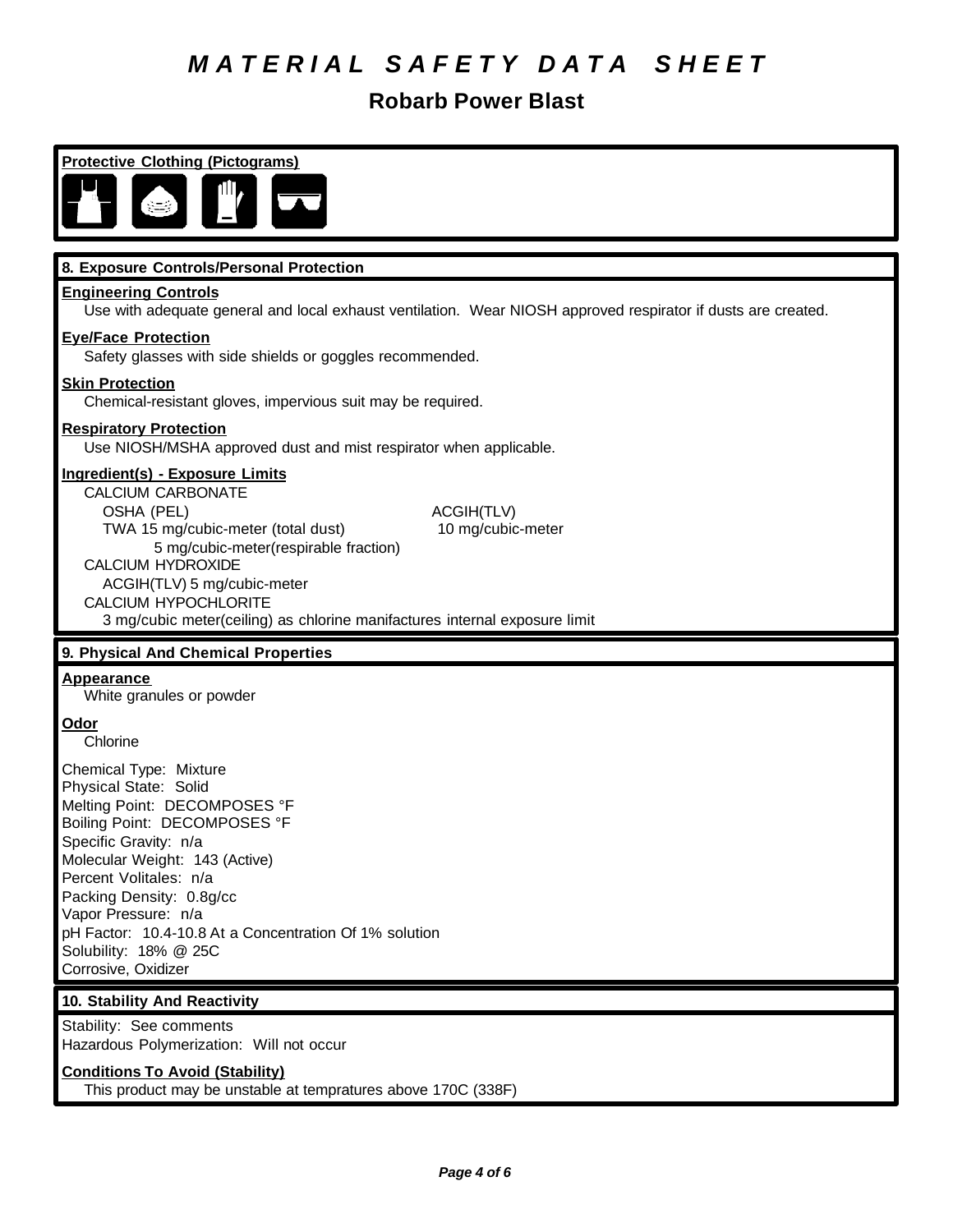# MATERIAL SAFETY DATA SHEET

## Robarb Power Blast

**Protective Clothing (Pictograms)**

### 8. Exposure Controls/Personal Protection

**Engineering Controls**

Use with adequate general and local exhaust ventilation. Wear NIOSH approved respirator if dusts are created.

**Eye/Face Protection**

Safety glasses with side shields or goggles recommended.

**Skin Protection**

Chemical-resistant gloves, impervious suit may be required.

**Respiratory Protection**

Use NIOSH/MSHA approved dust and mist respirator when applicable.

**Ingredient(s) - Exposure Limits**

CALCIUM CARBONATE

| OSHA (PEL) | ACGIH(TLV) |
|---|---|
| TWA 15 mg/cubic-meter (total dust) | 10 mg/cubic-meter |
| 5 mg/cubic-meter(respirable fraction) | |

CALCIUM HYDROXIDE

ACGIH(TLV) 5 mg/cubic-meter

CALCIUM HYPOCHLORITE

3 mg/cubic meter(ceiling) as chlorine manifactures internal exposure limit

### 9. Physical And Chemical Properties

**Appearance**

White granules or powder

**Odor**

Chlorine

Chemical Type: Mixture
Physical State: Solid
Melting Point: DECOMPOSES °F
Boiling Point: DECOMPOSES °F
Specific Gravity: n/a
Molecular Weight: 143 (Active)
Percent Volitales: n/a
Packing Density: 0.8g/cc
Vapor Pressure: n/a
pH Factor: 10.4-10.8 At a Concentration Of 1% solution
Solubility: 18% @ 25C
Corrosive, Oxidizer

### 10. Stability And Reactivity

Stability: See comments
Hazardous Polymerization: Will not occur

**Conditions To Avoid (Stability)**

This product may be unstable at tempratures above 170C (338F)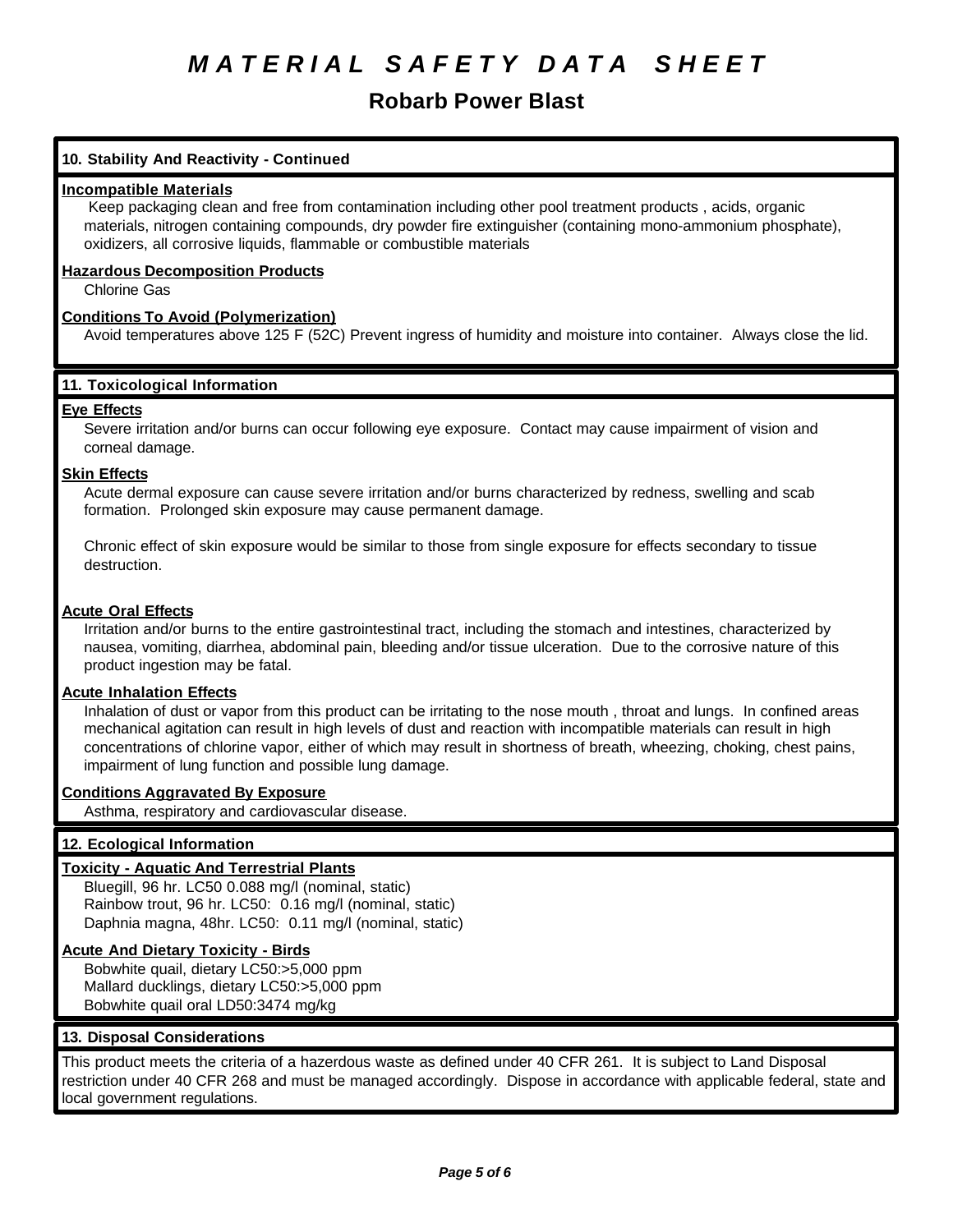# MATERIAL SAFETY DATA SHEET

## Robarb Power Blast

### 10. Stability And Reactivity - Continued

**Incompatible Materials**

Keep packaging clean and free from contamination including other pool treatment products , acids, organic materials, nitrogen containing compounds, dry powder fire extinguisher (containing mono-ammonium phosphate), oxidizers, all corrosive liquids, flammable or combustible materials

**Hazardous Decomposition Products**

Chlorine Gas

**Conditions To Avoid (Polymerization)**

Avoid temperatures above 125 F (52C) Prevent ingress of humidity and moisture into container. Always close the lid.

### 11. Toxicological Information

**Eye Effects**

Severe irritation and/or burns can occur following eye exposure. Contact may cause impairment of vision and corneal damage.

**Skin Effects**

Acute dermal exposure can cause severe irritation and/or burns characterized by redness, swelling and scab formation. Prolonged skin exposure may cause permanent damage.

Chronic effect of skin exposure would be similar to those from single exposure for effects secondary to tissue destruction.

**Acute Oral Effects**

Irritation and/or burns to the entire gastrointestinal tract, including the stomach and intestines, characterized by nausea, vomiting, diarrhea, abdominal pain, bleeding and/or tissue ulceration. Due to the corrosive nature of this product ingestion may be fatal.

**Acute Inhalation Effects**

Inhalation of dust or vapor from this product can be irritating to the nose mouth , throat and lungs. In confined areas mechanical agitation can result in high levels of dust and reaction with incompatible materials can result in high concentrations of chlorine vapor, either of which may result in shortness of breath, wheezing, choking, chest pains, impairment of lung function and possible lung damage.

**Conditions Aggravated By Exposure**

Asthma, respiratory and cardiovascular disease.

### 12. Ecological Information

**Toxicity - Aquatic And Terrestrial Plants**

Bluegill, 96 hr. LC50 0.088 mg/l (nominal, static)
Rainbow trout, 96 hr. LC50: 0.16 mg/l (nominal, static)
Daphnia magna, 48hr. LC50: 0.11 mg/l (nominal, static)

**Acute And Dietary Toxicity - Birds**

Bobwhite quail, dietary LC50:>5,000 ppm
Mallard ducklings, dietary LC50:>5,000 ppm
Bobwhite quail oral LD50:3474 mg/kg

### 13. Disposal Considerations

This product meets the criteria of a hazerdous waste as defined under 40 CFR 261. It is subject to Land Disposal restriction under 40 CFR 268 and must be managed accordingly. Dispose in accordance with applicable federal, state and local government regulations.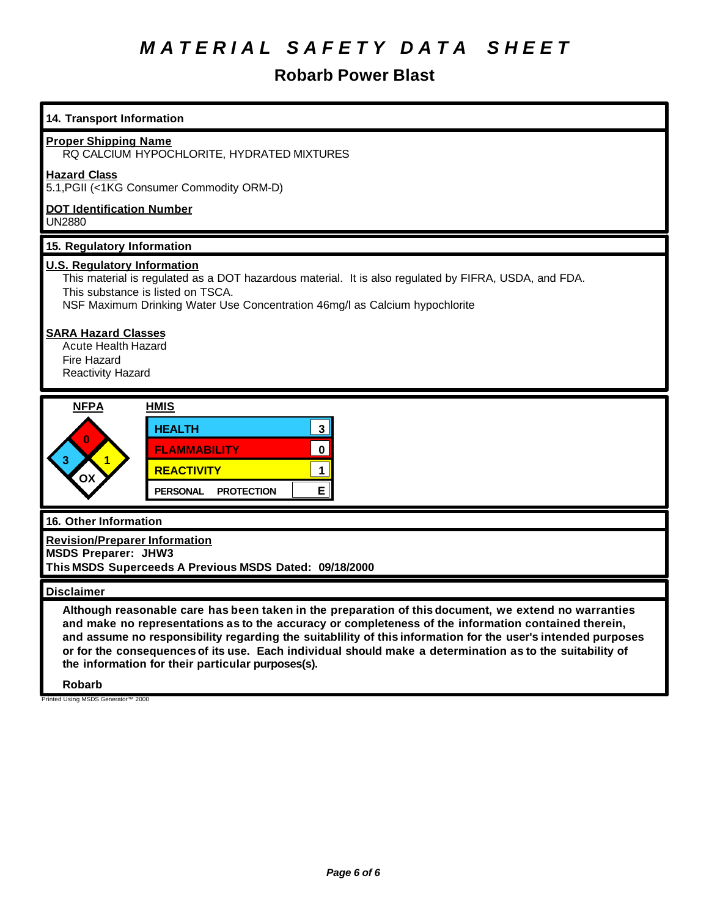# MATERIAL SAFETY DATA SHEET

## Robarb Power Blast

### 14. Transport Information

**Proper Shipping Name**
RQ CALCIUM HYPOCHLORITE, HYDRATED MIXTURES

**Hazard Class**
5.1,PGII (<1KG Consumer Commodity ORM-D)

**DOT Identification Number**
UN2880

### 15. Regulatory Information

**U.S. Regulatory Information**
This material is regulated as a DOT hazardous material. It is also regulated by FIFRA, USDA, and FDA.
This substance is listed on TSCA.
NSF Maximum Drinking Water Use Concentration 46mg/l as Calcium hypochlorite

**SARA Hazard Classes**
Acute Health Hazard
Fire Hazard
Reactivity Hazard

**NFPA**

0
3
1
OX

**HMIS**

| | |
|---|---|
| HEALTH | 3 |
| FLAMMABILITY | 0 |
| REACTIVITY | 1 |
| PERSONAL PROTECTION | E |

### 16. Other Information

**Revision/Preparer Information**
**MSDS Preparer: JHW3**
**This MSDS Superceeds A Previous MSDS Dated: 09/18/2000**

### Disclaimer

**Although reasonable care has been taken in the preparation of this document, we extend no warranties and make no representations as to the accuracy or completeness of the information contained therein, and assume no responsibility regarding the suitablility of this information for the user's intended purposes or for the consequences of its use. Each individual should make a determination as to the suitability of the information for their particular purposes(s).**

**Robarb**

Printed Using MSDS Generator™ 2000